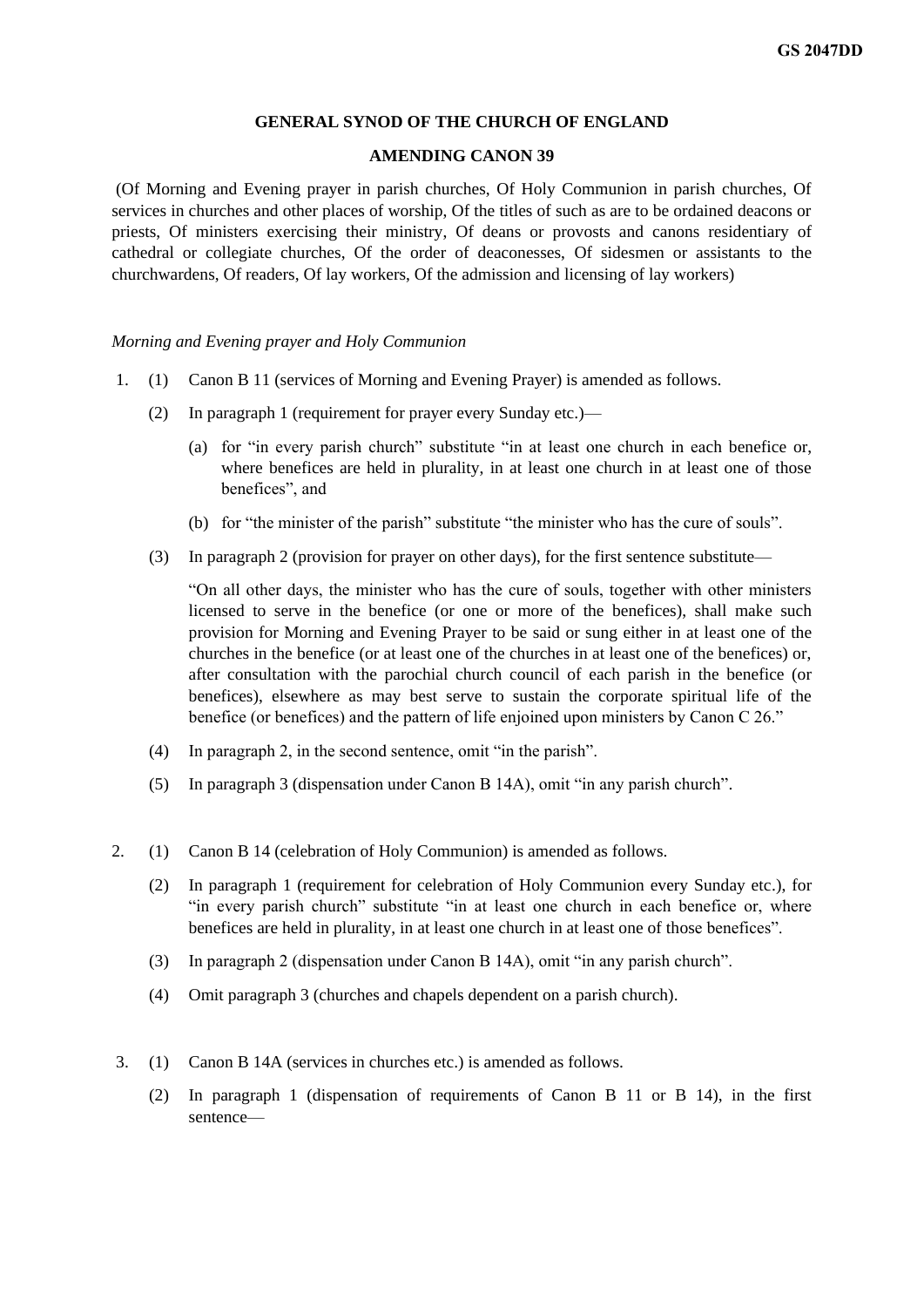GS 2047DD

**GENERAL SYNOD OF THE CHURCH OF ENGLAND**

**AMENDING CANON 39**

(Of Morning and Evening prayer in parish churches, Of Holy Communion in parish churches, Of services in churches and other places of worship, Of the titles of such as are to be ordained deacons or priests, Of ministers exercising their ministry, Of deans or provosts and canons residentiary of cathedral or collegiate churches, Of the order of deaconesses, Of sidesmen or assistants to the churchwardens, Of readers, Of lay workers, Of the admission and licensing of lay workers)

*Morning and Evening prayer and Holy Communion*

1. (1) Canon B 11 (services of Morning and Evening Prayer) is amended as follows.

   (2) In paragraph 1 (requirement for prayer every Sunday etc.)—

   (a) for "in every parish church" substitute "in at least one church in each benefice or, where benefices are held in plurality, in at least one church in at least one of those benefices", and

   (b) for "the minister of the parish" substitute "the minister who has the cure of souls".

   (3) In paragraph 2 (provision for prayer on other days), for the first sentence substitute—

   "On all other days, the minister who has the cure of souls, together with other ministers licensed to serve in the benefice (or one or more of the benefices), shall make such provision for Morning and Evening Prayer to be said or sung either in at least one of the churches in the benefice (or at least one of the churches in at least one of the benefices) or, after consultation with the parochial church council of each parish in the benefice (or benefices), elsewhere as may best serve to sustain the corporate spiritual life of the benefice (or benefices) and the pattern of life enjoined upon ministers by Canon C 26."

   (4) In paragraph 2, in the second sentence, omit "in the parish".

   (5) In paragraph 3 (dispensation under Canon B 14A), omit "in any parish church".

2. (1) Canon B 14 (celebration of Holy Communion) is amended as follows.

   (2) In paragraph 1 (requirement for celebration of Holy Communion every Sunday etc.), for "in every parish church" substitute "in at least one church in each benefice or, where benefices are held in plurality, in at least one church in at least one of those benefices".

   (3) In paragraph 2 (dispensation under Canon B 14A), omit "in any parish church".

   (4) Omit paragraph 3 (churches and chapels dependent on a parish church).

3. (1) Canon B 14A (services in churches etc.) is amended as follows.

   (2) In paragraph 1 (dispensation of requirements of Canon B 11 or B 14), in the first sentence—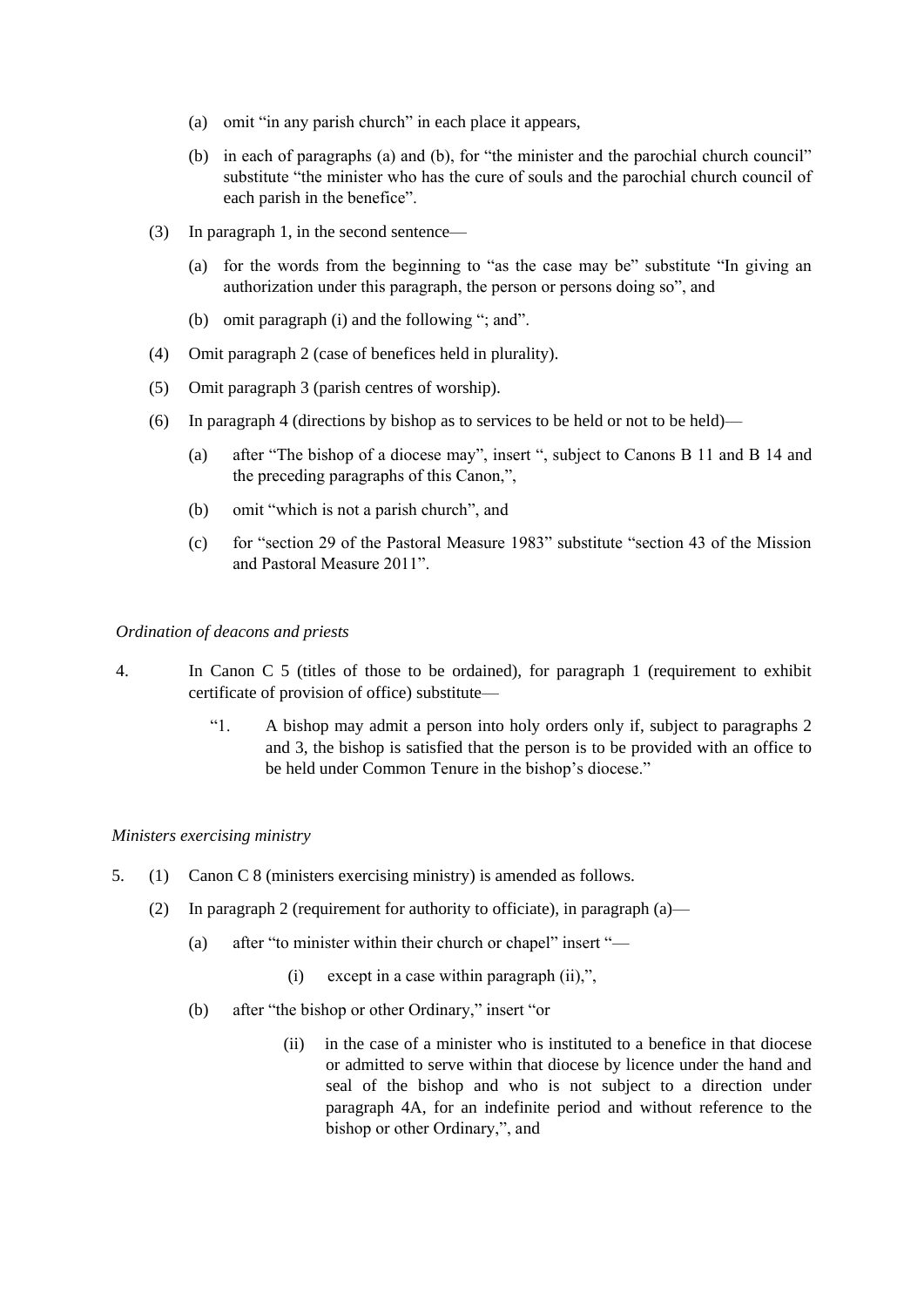(a) omit "in any parish church" in each place it appears,

(b) in each of paragraphs (a) and (b), for "the minister and the parochial church council" substitute "the minister who has the cure of souls and the parochial church council of each parish in the benefice".

(3) In paragraph 1, in the second sentence—

(a) for the words from the beginning to "as the case may be" substitute "In giving an authorization under this paragraph, the person or persons doing so", and

(b) omit paragraph (i) and the following "; and".

(4) Omit paragraph 2 (case of benefices held in plurality).

(5) Omit paragraph 3 (parish centres of worship).

(6) In paragraph 4 (directions by bishop as to services to be held or not to be held)—

(a) after "The bishop of a diocese may", insert ", subject to Canons B 11 and B 14 and the preceding paragraphs of this Canon,",

(b) omit "which is not a parish church", and

(c) for "section 29 of the Pastoral Measure 1983" substitute "section 43 of the Mission and Pastoral Measure 2011".

*Ordination of deacons and priests*

4. In Canon C 5 (titles of those to be ordained), for paragraph 1 (requirement to exhibit certificate of provision of office) substitute—

"1. A bishop may admit a person into holy orders only if, subject to paragraphs 2 and 3, the bishop is satisfied that the person is to be provided with an office to be held under Common Tenure in the bishop's diocese."

*Ministers exercising ministry*

5. (1) Canon C 8 (ministers exercising ministry) is amended as follows.

(2) In paragraph 2 (requirement for authority to officiate), in paragraph (a)—

(a) after "to minister within their church or chapel" insert "—

(i) except in a case within paragraph (ii),",

(b) after "the bishop or other Ordinary," insert "or

(ii) in the case of a minister who is instituted to a benefice in that diocese or admitted to serve within that diocese by licence under the hand and seal of the bishop and who is not subject to a direction under paragraph 4A, for an indefinite period and without reference to the bishop or other Ordinary,", and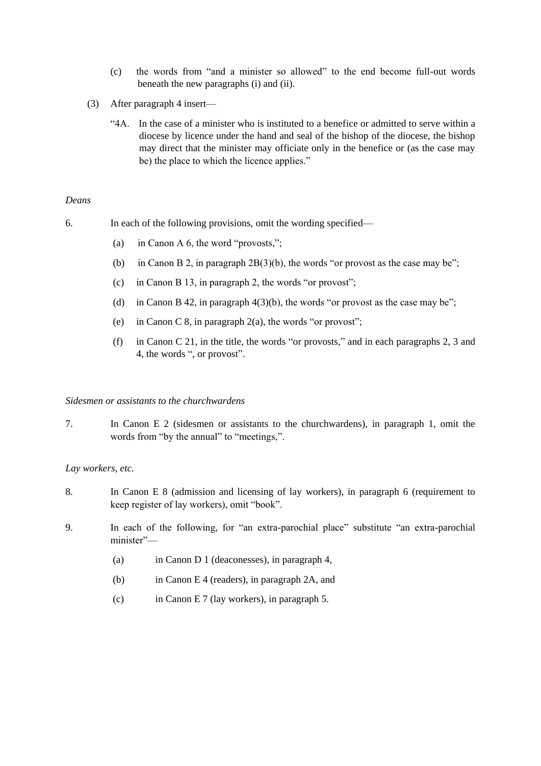(c) the words from "and a minister so allowed" to the end become full-out words beneath the new paragraphs (i) and (ii).

(3) After paragraph 4 insert—

"4A. In the case of a minister who is instituted to a benefice or admitted to serve within a diocese by licence under the hand and seal of the bishop of the diocese, the bishop may direct that the minister may officiate only in the benefice or (as the case may be) the place to which the licence applies."

*Deans*

6. In each of the following provisions, omit the wording specified—

(a) in Canon A 6, the word "provosts,";

(b) in Canon B 2, in paragraph 2B(3)(b), the words "or provost as the case may be";

(c) in Canon B 13, in paragraph 2, the words "or provost";

(d) in Canon B 42, in paragraph 4(3)(b), the words "or provost as the case may be";

(e) in Canon C 8, in paragraph 2(a), the words "or provost";

(f) in Canon C 21, in the title, the words "or provosts," and in each paragraphs 2, 3 and 4, the words ", or provost".

*Sidesmen or assistants to the churchwardens*

7. In Canon E 2 (sidesmen or assistants to the churchwardens), in paragraph 1, omit the words from "by the annual" to "meetings,".

*Lay workers, etc.*

8. In Canon E 8 (admission and licensing of lay workers), in paragraph 6 (requirement to keep register of lay workers), omit "book".

9. In each of the following, for "an extra-parochial place" substitute "an extra-parochial minister"—

(a) in Canon D 1 (deaconesses), in paragraph 4,

(b) in Canon E 4 (readers), in paragraph 2A, and

(c) in Canon E 7 (lay workers), in paragraph 5.